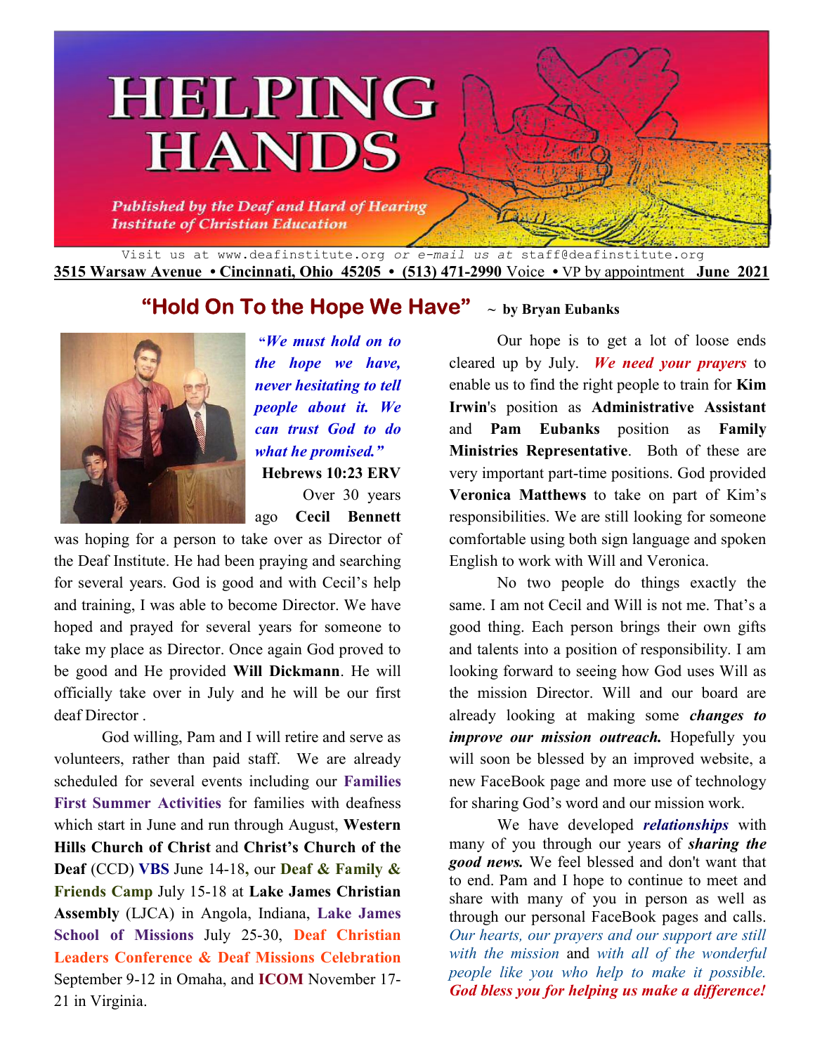# HELPING HANDS

*Published by the Deaf and Hard of Hearing Institute of Christian Education*

Visit us at www.deafinstitute.org *or e-mail us at* staff@deafinstitute.org

**3515 Warsaw Avenue • Cincinnati, Ohio 45205 • (513) 471-2990** Voice • VP by appointment **June 2021**

## "Hold On To the Hope We Have" ~ by Bryan Eubanks

***"We must hold on to the hope we have, never hesitating to tell people about it. We can trust God to do what he promised."***
**Hebrews 10:23 ERV**

Over 30 years ago **Cecil Bennett** was hoping for a person to take over as Director of the Deaf Institute. He had been praying and searching for several years. God is good and with Cecil's help and training, I was able to become Director. We have hoped and prayed for several years for someone to take my place as Director. Once again God proved to be good and He provided **Will Dickmann**. He will officially take over in July and he will be our first deaf Director .

God willing, Pam and I will retire and serve as volunteers, rather than paid staff. We are already scheduled for several events including our **Families First Summer Activities** for families with deafness which start in June and run through August, **Western Hills Church of Christ** and **Christ's Church of the Deaf** (CCD) **VBS** June 14-18, our **Deaf & Family & Friends Camp** July 15-18 at **Lake James Christian Assembly** (LJCA) in Angola, Indiana, **Lake James School of Missions** July 25-30, **Deaf Christian Leaders Conference & Deaf Missions Celebration** September 9-12 in Omaha, and **ICOM** November 17-21 in Virginia.

Our hope is to get a lot of loose ends cleared up by July. ***We need your prayers*** to enable us to find the right people to train for **Kim Irwin**'s position as **Administrative Assistant** and **Pam Eubanks** position as **Family Ministries Representative**. Both of these are very important part-time positions. God provided **Veronica Matthews** to take on part of Kim's responsibilities. We are still looking for someone comfortable using both sign language and spoken English to work with Will and Veronica.

No two people do things exactly the same. I am not Cecil and Will is not me. That's a good thing. Each person brings their own gifts and talents into a position of responsibility. I am looking forward to seeing how God uses Will as the mission Director. Will and our board are already looking at making some ***changes to improve our mission outreach.*** Hopefully you will soon be blessed by an improved website, a new FaceBook page and more use of technology for sharing God's word and our mission work.

We have developed ***relationships*** with many of you through our years of ***sharing the good news.*** We feel blessed and don't want that to end. Pam and I hope to continue to meet and share with many of you in person as well as through our personal FaceBook pages and calls. *Our hearts, our prayers and our support are still with the mission* and *with all of the wonderful people like you who help to make it possible.* ***God bless you for helping us make a difference!***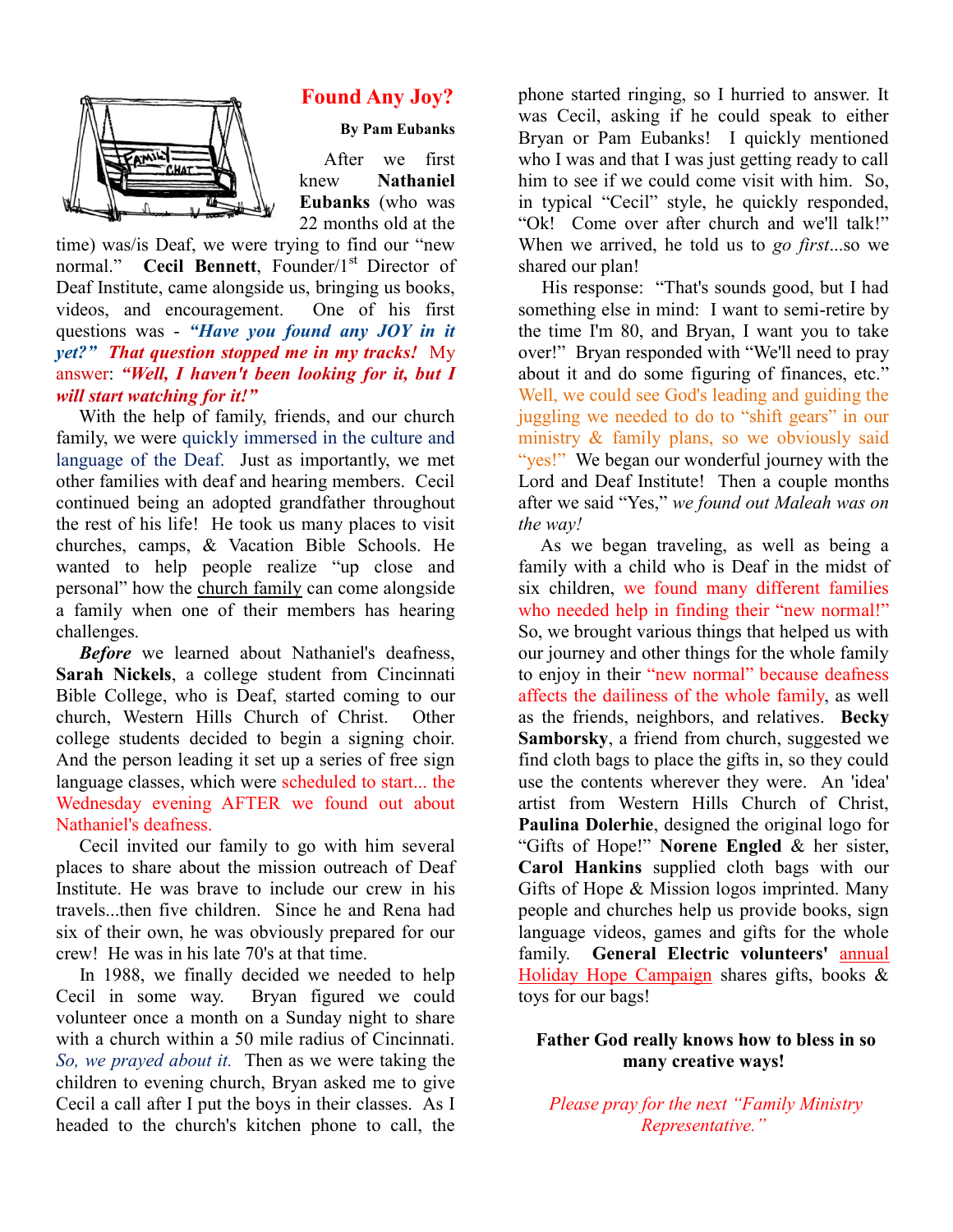## Found Any Joy?

**By Pam Eubanks**

After we first knew **Nathaniel Eubanks** (who was 22 months old at the time) was/is Deaf, we were trying to find our "new normal." **Cecil Bennett**, Founder/1st Director of Deaf Institute, came alongside us, bringing us books, videos, and encouragement. One of his first questions was - ***"Have you found any JOY in it yet?" That question stopped me in my tracks!*** My answer: ***"Well, I haven't been looking for it, but I will start watching for it!"***

With the help of family, friends, and our church family, we were quickly immersed in the culture and language of the Deaf. Just as importantly, we met other families with deaf and hearing members. Cecil continued being an adopted grandfather throughout the rest of his life! He took us many places to visit churches, camps, & Vacation Bible Schools. He wanted to help people realize "up close and personal" how the church family can come alongside a family when one of their members has hearing challenges.

***Before*** we learned about Nathaniel's deafness, **Sarah Nickels**, a college student from Cincinnati Bible College, who is Deaf, started coming to our church, Western Hills Church of Christ. Other college students decided to begin a signing choir. And the person leading it set up a series of free sign language classes, which were scheduled to start... the Wednesday evening AFTER we found out about Nathaniel's deafness.

Cecil invited our family to go with him several places to share about the mission outreach of Deaf Institute. He was brave to include our crew in his travels...then five children. Since he and Rena had six of their own, he was obviously prepared for our crew! He was in his late 70's at that time.

In 1988, we finally decided we needed to help Cecil in some way. Bryan figured we could volunteer once a month on a Sunday night to share with a church within a 50 mile radius of Cincinnati. *So, we prayed about it.* Then as we were taking the children to evening church, Bryan asked me to give Cecil a call after I put the boys in their classes. As I headed to the church's kitchen phone to call, the phone started ringing, so I hurried to answer. It was Cecil, asking if he could speak to either Bryan or Pam Eubanks! I quickly mentioned who I was and that I was just getting ready to call him to see if we could come visit with him. So, in typical "Cecil" style, he quickly responded, "Ok! Come over after church and we'll talk!" When we arrived, he told us to *go first*...so we shared our plan!

His response: "That's sounds good, but I had something else in mind: I want to semi-retire by the time I'm 80, and Bryan, I want you to take over!" Bryan responded with "We'll need to pray about it and do some figuring of finances, etc." Well, we could see God's leading and guiding the juggling we needed to do to "shift gears" in our ministry & family plans, so we obviously said "yes!" We began our wonderful journey with the Lord and Deaf Institute! Then a couple months after we said "Yes," *we found out Maleah was on the way!*

As we began traveling, as well as being a family with a child who is Deaf in the midst of six children, we found many different families who needed help in finding their "new normal!" So, we brought various things that helped us with our journey and other things for the whole family to enjoy in their "new normal" because deafness affects the dailiness of the whole family, as well as the friends, neighbors, and relatives. **Becky Samborsky**, a friend from church, suggested we find cloth bags to place the gifts in, so they could use the contents wherever they were. An 'idea' artist from Western Hills Church of Christ, **Paulina Dolerhie**, designed the original logo for "Gifts of Hope!" **Norene Engled** & her sister, **Carol Hankins** supplied cloth bags with our Gifts of Hope & Mission logos imprinted. Many people and churches help us provide books, sign language videos, games and gifts for the whole family. **General Electric volunteers'** annual Holiday Hope Campaign shares gifts, books & toys for our bags!

**Father God really knows how to bless in so many creative ways!**

*Please pray for the next "Family Ministry Representative."*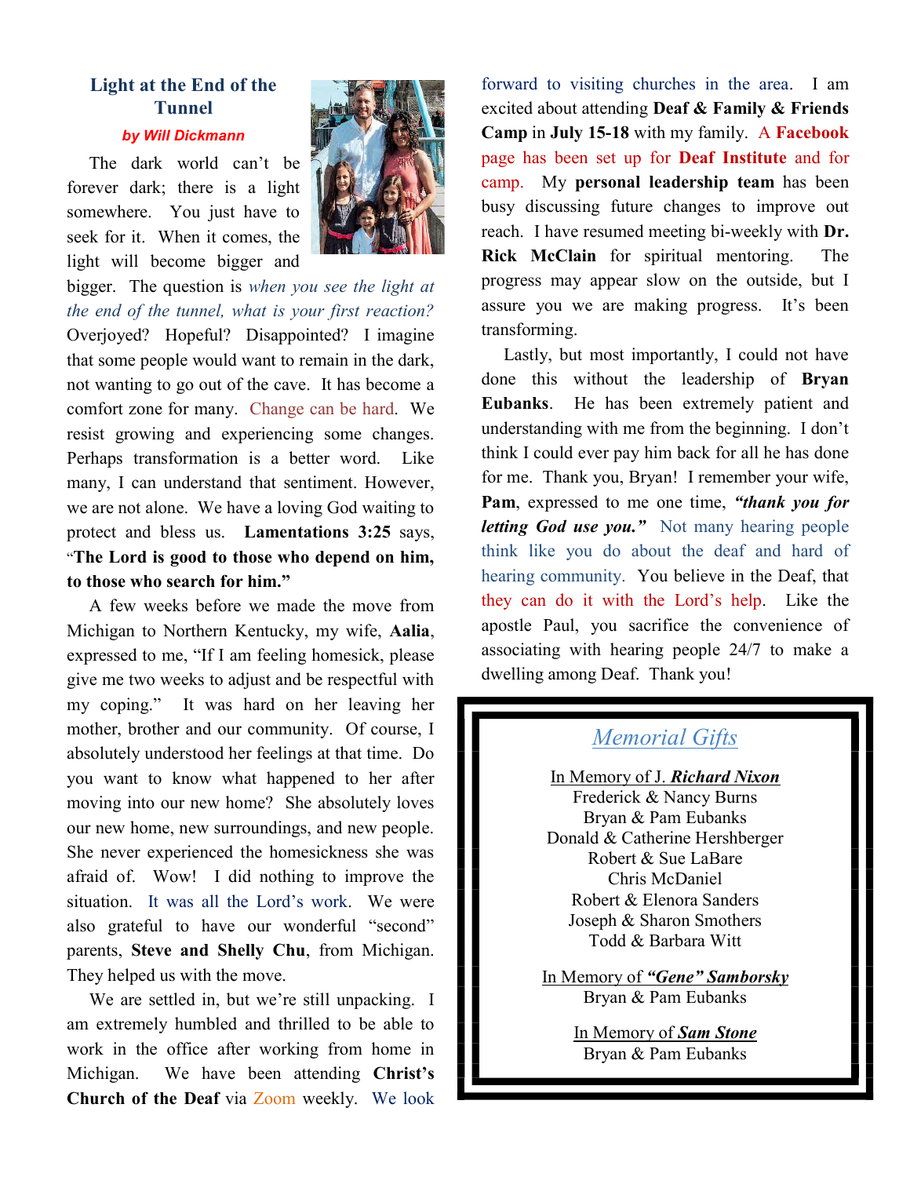## Light at the End of the Tunnel

***by Will Dickmann***

The dark world can't be forever dark; there is a light somewhere. You just have to seek for it. When it comes, the light will become bigger and bigger. The question is *when you see the light at the end of the tunnel, what is your first reaction?* Overjoyed? Hopeful? Disappointed? I imagine that some people would want to remain in the dark, not wanting to go out of the cave. It has become a comfort zone for many. Change can be hard. We resist growing and experiencing some changes. Perhaps transformation is a better word. Like many, I can understand that sentiment. However, we are not alone. We have a loving God waiting to protect and bless us. **Lamentations 3:25** says, "**The Lord is good to those who depend on him, to those who search for him.**"

A few weeks before we made the move from Michigan to Northern Kentucky, my wife, **Aalia**, expressed to me, "If I am feeling homesick, please give me two weeks to adjust and be respectful with my coping." It was hard on her leaving her mother, brother and our community. Of course, I absolutely understood her feelings at that time. Do you want to know what happened to her after moving into our new home? She absolutely loves our new home, new surroundings, and new people. She never experienced the homesickness she was afraid of. Wow! I did nothing to improve the situation. It was all the Lord's work. We were also grateful to have our wonderful "second" parents, **Steve and Shelly Chu**, from Michigan. They helped us with the move.

We are settled in, but we're still unpacking. I am extremely humbled and thrilled to be able to work in the office after working from home in Michigan. We have been attending **Christ's Church of the Deaf** via Zoom weekly. We look forward to visiting churches in the area. I am excited about attending **Deaf & Family & Friends Camp** in **July 15-18** with my family. A **Facebook** page has been set up for **Deaf Institute** and for camp. My **personal leadership team** has been busy discussing future changes to improve out reach. I have resumed meeting bi-weekly with **Dr. Rick McClain** for spiritual mentoring. The progress may appear slow on the outside, but I assure you we are making progress. It's been transforming.

Lastly, but most importantly, I could not have done this without the leadership of **Bryan Eubanks**. He has been extremely patient and understanding with me from the beginning. I don't think I could ever pay him back for all he has done for me. Thank you, Bryan! I remember your wife, **Pam**, expressed to me one time, ***"thank you for letting God use you."*** Not many hearing people think like you do about the deaf and hard of hearing community. You believe in the Deaf, that they can do it with the Lord's help. Like the apostle Paul, you sacrifice the convenience of associating with hearing people 24/7 to make a dwelling among Deaf. Thank you!

## *Memorial Gifts*

In Memory of J. ***Richard Nixon***
Frederick & Nancy Burns
Bryan & Pam Eubanks
Donald & Catherine Hershberger
Robert & Sue LaBare
Chris McDaniel
Robert & Elenora Sanders
Joseph & Sharon Smothers
Todd & Barbara Witt

In Memory of ***"Gene" Samborsky***
Bryan & Pam Eubanks

In Memory of ***Sam Stone***
Bryan & Pam Eubanks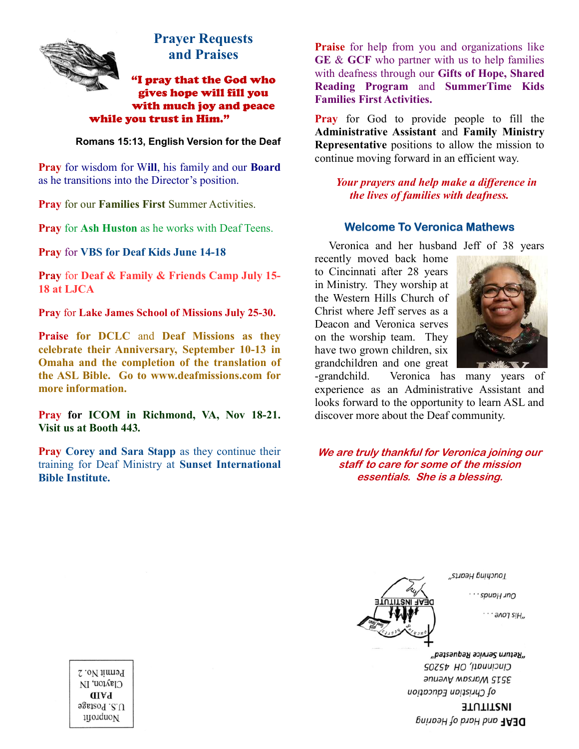## Prayer Requests and Praises

**"I pray that the God who gives hope will fill you with much joy and peace while you trust in Him."**

**Romans 15:13, English Version for the Deaf**

**Pray** for wisdom for W**ill**, his family and our **Board** as he transitions into the Director's position.

**Pray** for our **Families First** Summer Activities.

**Pray** for **Ash Huston** as he works with Deaf Teens.

**Pray** for **VBS for Deaf Kids June 14-18**

**Pray** for **Deaf & Family & Friends Camp July 15-18 at LJCA**

**Pray** for **Lake James School of Missions July 25-30.**

**Praise for DCLC** and **Deaf Missions as they celebrate their Anniversary, September 10-13 in Omaha and the completion of the translation of the ASL Bible. Go to www.deafmissions.com for more information.**

**Pray for ICOM in Richmond, VA, Nov 18-21. Visit us at Booth 443.**

**Pray Corey and Sara Stapp** as they continue their training for Deaf Ministry at **Sunset International Bible Institute.**

**Praise** for help from you and organizations like **GE** & **GCF** who partner with us to help families with deafness through our **Gifts of Hope, Shared Reading Program** and **SummerTime Kids Families First Activities.**

**Pray** for God to provide people to fill the **Administrative Assistant** and **Family Ministry Representative** positions to allow the mission to continue moving forward in an efficient way.

***Your prayers and help make a difference in the lives of families with deafness.***

### Welcome To Veronica Mathews

Veronica and her husband Jeff of 38 years recently moved back home to Cincinnati after 28 years in Ministry. They worship at the Western Hills Church of Christ where Jeff serves as a Deacon and Veronica serves on the worship team. They have two grown children, six grandchildren and one great-grandchild. Veronica has many years of experience as an Administrative Assistant and looks forward to the opportunity to learn ASL and discover more about the Deaf community.

***We are truly thankful for Veronica joining our staff to care for some of the mission essentials. She is a blessing.***

**DEAF** *and Hard of Hearing*
**INSTITUTE**
*of Christian Education*
3535 Warsaw Avenue
Cincinnati, OH 45205

*"Return Service Requested"*

"His Love . . .
Our Hands . . .
Touching Hearts"

DEAF INSTITUTE

Nonprofit
U.S. Postage
**PAID**
Clayton, IN
Permit No. 2